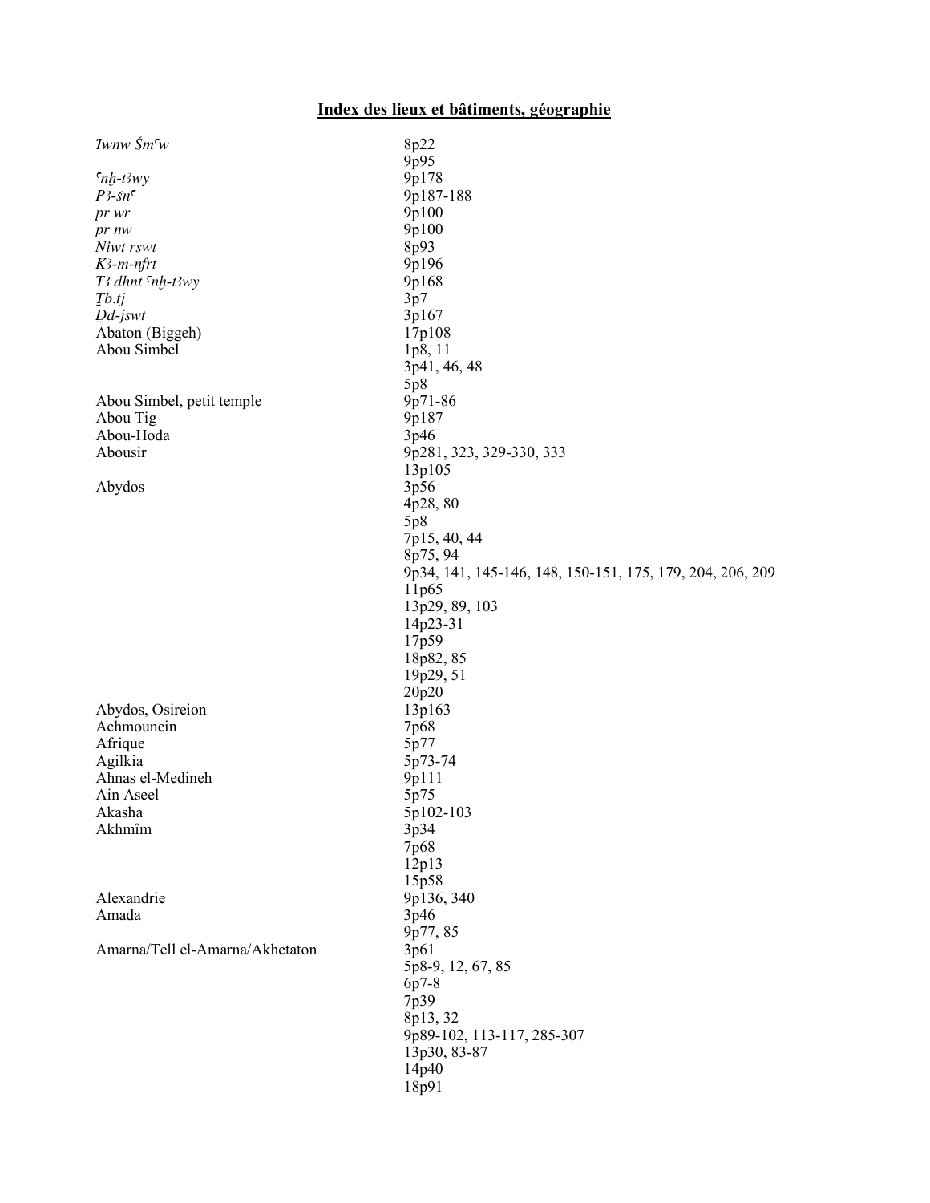# Index des lieux et bâtiments, géographie

| | |
|---|---|
| *Ỉwnw Šmʿw* | 8p22 |
| | 9p95 |
| *ʿnḫ-tȝwy* | 9p178 |
| *Pȝ-šnʿ* | 9p187-188 |
| *pr wr* | 9p100 |
| *pr nw* | 9p100 |
| *Niwt rswt* | 8p93 |
| *Kȝ-m-nfrt* | 9p196 |
| *Tȝ dhnt ʿnḫ-tȝwy* | 9p168 |
| *Ṯb.tj* | 3p7 |
| *Ḏd-jswt* | 3p167 |
| Abaton (Biggeh) | 17p108 |
| Abou Simbel | 1p8, 11 |
| | 3p41, 46, 48 |
| | 5p8 |
| Abou Simbel, petit temple | 9p71-86 |
| Abou Tig | 9p187 |
| Abou-Hoda | 3p46 |
| Abousir | 9p281, 323, 329-330, 333 |
| | 13p105 |
| Abydos | 3p56 |
| | 4p28, 80 |
| | 5p8 |
| | 7p15, 40, 44 |
| | 8p75, 94 |
| | 9p34, 141, 145-146, 148, 150-151, 175, 179, 204, 206, 209 |
| | 11p65 |
| | 13p29, 89, 103 |
| | 14p23-31 |
| | 17p59 |
| | 18p82, 85 |
| | 19p29, 51 |
| | 20p20 |
| Abydos, Osireion | 13p163 |
| Achmounein | 7p68 |
| Afrique | 5p77 |
| Agilkia | 5p73-74 |
| Ahnas el-Medineh | 9p111 |
| Ain Aseel | 5p75 |
| Akasha | 5p102-103 |
| Akhmîm | 3p34 |
| | 7p68 |
| | 12p13 |
| | 15p58 |
| Alexandrie | 9p136, 340 |
| Amada | 3p46 |
| | 9p77, 85 |
| Amarna/Tell el-Amarna/Akhetaton | 3p61 |
| | 5p8-9, 12, 67, 85 |
| | 6p7-8 |
| | 7p39 |
| | 8p13, 32 |
| | 9p89-102, 113-117, 285-307 |
| | 13p30, 83-87 |
| | 14p40 |
| | 18p91 |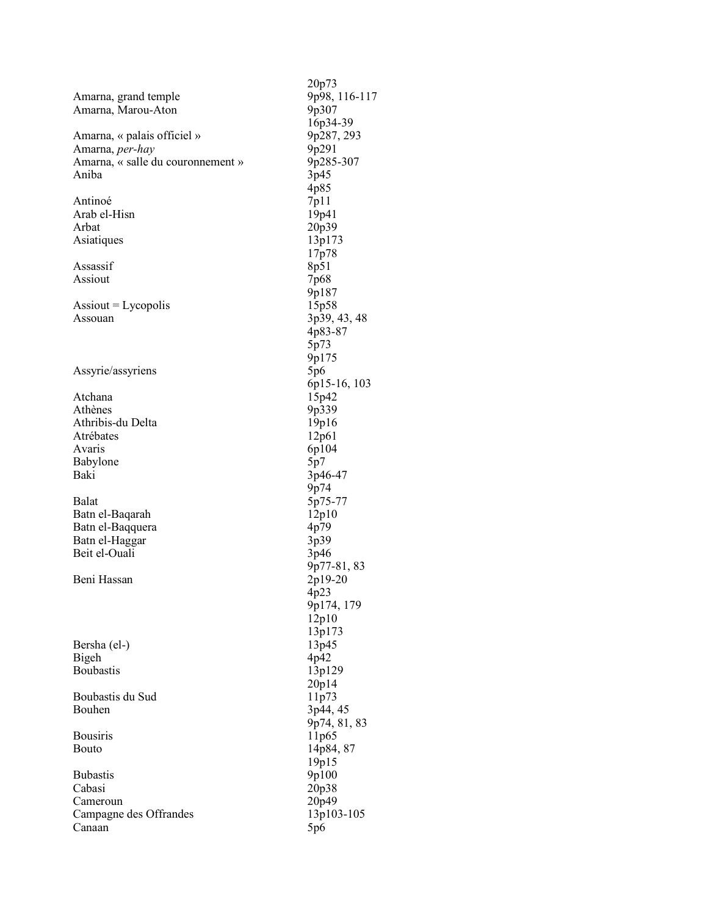| | |
|---|---|
| | 20p73 |
| Amarna, grand temple | 9p98, 116-117 |
| Amarna, Marou-Aton | 9p307 |
| | 16p34-39 |
| Amarna, « palais officiel » | 9p287, 293 |
| Amarna, *per-hay* | 9p291 |
| Amarna, « salle du couronnement » | 9p285-307 |
| Aniba | 3p45 |
| | 4p85 |
| Antinoé | 7p11 |
| Arab el-Hisn | 19p41 |
| Arbat | 20p39 |
| Asiatiques | 13p173 |
| | 17p78 |
| Assassif | 8p51 |
| Assiout | 7p68 |
| | 9p187 |
| Assiout = Lycopolis | 15p58 |
| Assouan | 3p39, 43, 48 |
| | 4p83-87 |
| | 5p73 |
| | 9p175 |
| Assyrie/assyriens | 5p6 |
| | 6p15-16, 103 |
| Atchana | 15p42 |
| Athènes | 9p339 |
| Athribis-du Delta | 19p16 |
| Atrébates | 12p61 |
| Avaris | 6p104 |
| Babylone | 5p7 |
| Baki | 3p46-47 |
| | 9p74 |
| Balat | 5p75-77 |
| Batn el-Baqarah | 12p10 |
| Batn el-Baqquera | 4p79 |
| Batn el-Haggar | 3p39 |
| Beit el-Ouali | 3p46 |
| | 9p77-81, 83 |
| Beni Hassan | 2p19-20 |
| | 4p23 |
| | 9p174, 179 |
| | 12p10 |
| | 13p173 |
| Bersha (el-) | 13p45 |
| Bigeh | 4p42 |
| Boubastis | 13p129 |
| | 20p14 |
| Boubastis du Sud | 11p73 |
| Bouhen | 3p44, 45 |
| | 9p74, 81, 83 |
| Bousiris | 11p65 |
| Bouto | 14p84, 87 |
| | 19p15 |
| Bubastis | 9p100 |
| Cabasi | 20p38 |
| Cameroun | 20p49 |
| Campagne des Offrandes | 13p103-105 |
| Canaan | 5p6 |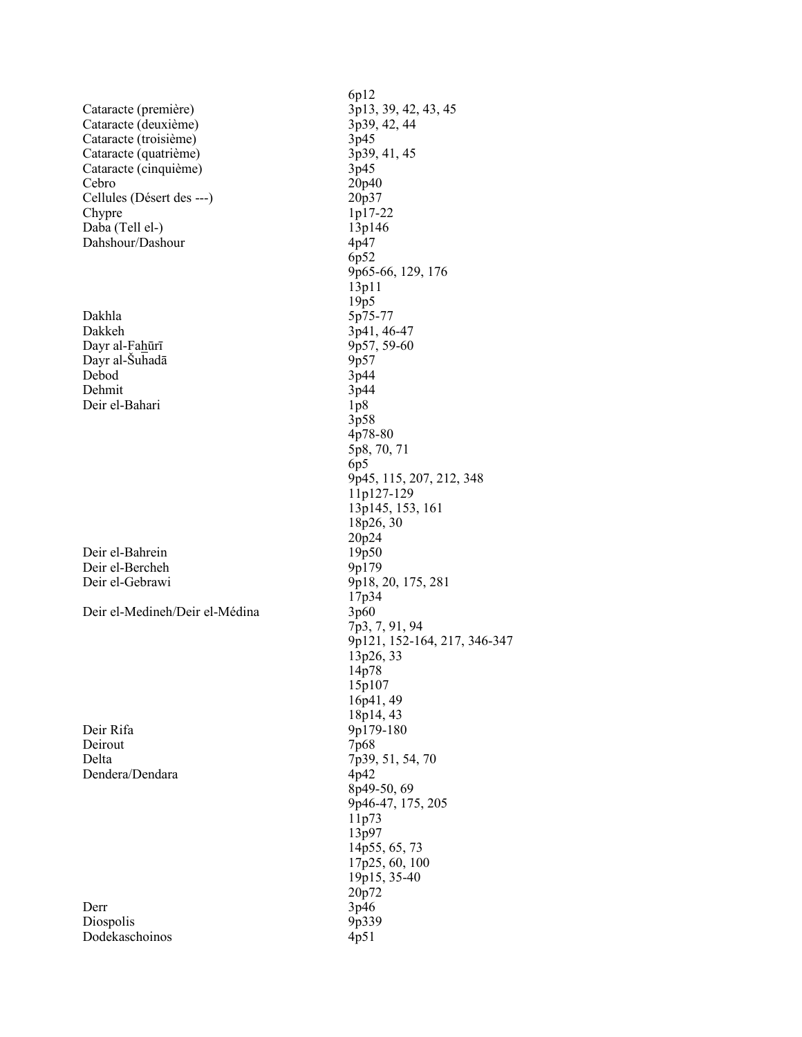| | |
|---|---|
| | 6p12 |
| Cataracte (première) | 3p13, 39, 42, 43, 45 |
| Cataracte (deuxième) | 3p39, 42, 44 |
| Cataracte (troisième) | 3p45 |
| Cataracte (quatrième) | 3p39, 41, 45 |
| Cataracte (cinquième) | 3p45 |
| Cebro | 20p40 |
| Cellules (Désert des ---) | 20p37 |
| Chypre | 1p17-22 |
| Daba (Tell el-) | 13p146 |
| Dahshour/Dashour | 4p47 |
| | 6p52 |
| | 9p65-66, 129, 176 |
| | 13p11 |
| | 19p5 |
| Dakhla | 5p75-77 |
| Dakkeh | 3p41, 46-47 |
| Dayr al-Faḫūrī | 9p57, 59-60 |
| Dayr al-Šuhadā | 9p57 |
| Debod | 3p44 |
| Dehmit | 3p44 |
| Deir el-Bahari | 1p8 |
| | 3p58 |
| | 4p78-80 |
| | 5p8, 70, 71 |
| | 6p5 |
| | 9p45, 115, 207, 212, 348 |
| | 11p127-129 |
| | 13p145, 153, 161 |
| | 18p26, 30 |
| | 20p24 |
| Deir el-Bahrein | 19p50 |
| Deir el-Bercheh | 9p179 |
| Deir el-Gebrawi | 9p18, 20, 175, 281 |
| | 17p34 |
| Deir el-Medineh/Deir el-Médina | 3p60 |
| | 7p3, 7, 91, 94 |
| | 9p121, 152-164, 217, 346-347 |
| | 13p26, 33 |
| | 14p78 |
| | 15p107 |
| | 16p41, 49 |
| | 18p14, 43 |
| Deir Rifa | 9p179-180 |
| Deirout | 7p68 |
| Delta | 7p39, 51, 54, 70 |
| Dendera/Dendara | 4p42 |
| | 8p49-50, 69 |
| | 9p46-47, 175, 205 |
| | 11p73 |
| | 13p97 |
| | 14p55, 65, 73 |
| | 17p25, 60, 100 |
| | 19p15, 35-40 |
| | 20p72 |
| Derr | 3p46 |
| Diospolis | 9p339 |
| Dodekaschoinos | 4p51 |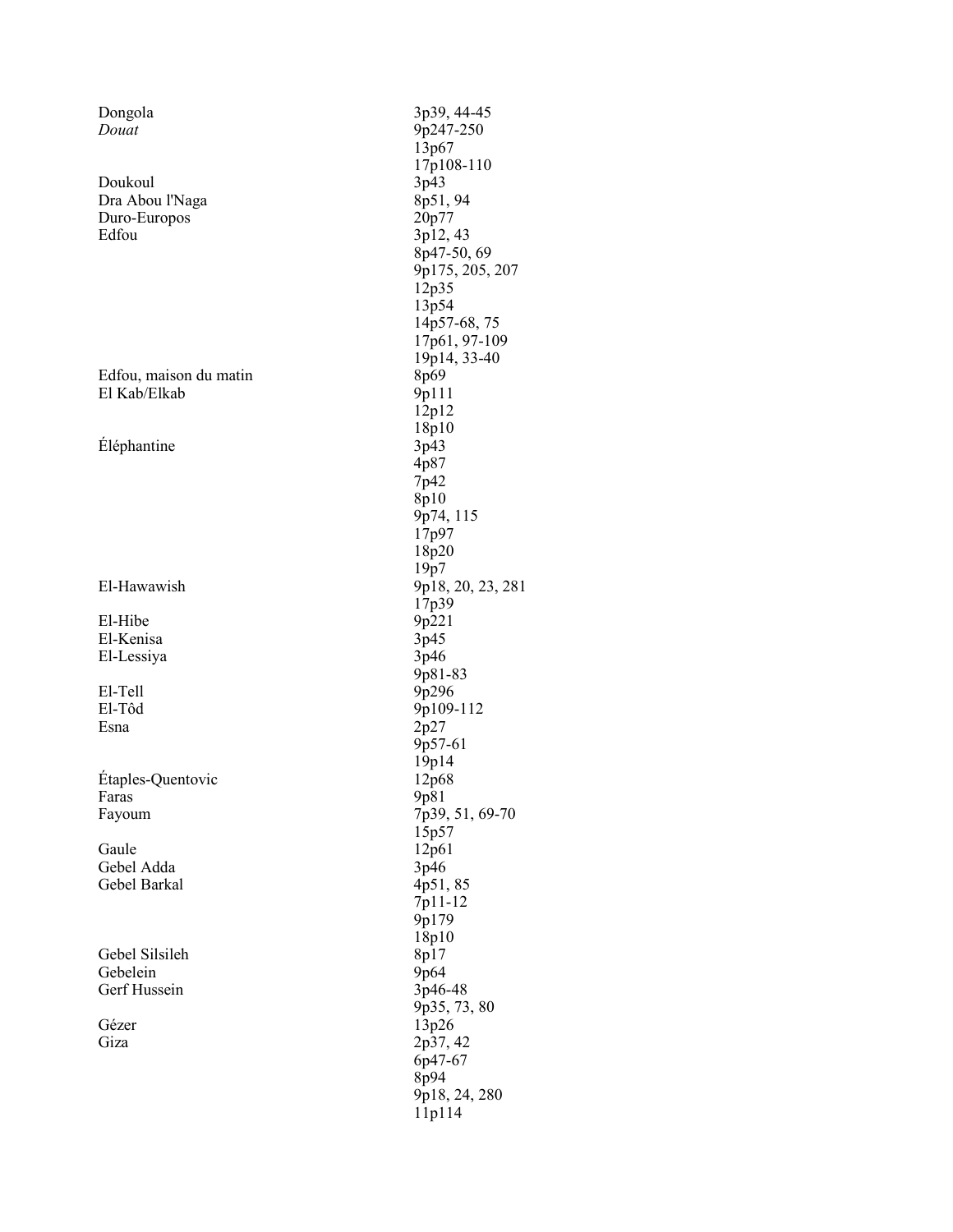| | |
|---|---|
| Dongola | 3p39, 44-45 |
| *Douat* | 9p247-250 |
| | 13p67 |
| | 17p108-110 |
| Doukoul | 3p43 |
| Dra Abou l'Naga | 8p51, 94 |
| Duro-Europos | 20p77 |
| Edfou | 3p12, 43 |
| | 8p47-50, 69 |
| | 9p175, 205, 207 |
| | 12p35 |
| | 13p54 |
| | 14p57-68, 75 |
| | 17p61, 97-109 |
| | 19p14, 33-40 |
| Edfou, maison du matin | 8p69 |
| El Kab/Elkab | 9p111 |
| | 12p12 |
| | 18p10 |
| Éléphantine | 3p43 |
| | 4p87 |
| | 7p42 |
| | 8p10 |
| | 9p74, 115 |
| | 17p97 |
| | 18p20 |
| | 19p7 |
| El-Hawawish | 9p18, 20, 23, 281 |
| | 17p39 |
| El-Hibe | 9p221 |
| El-Kenisa | 3p45 |
| El-Lessiya | 3p46 |
| | 9p81-83 |
| El-Tell | 9p296 |
| El-Tôd | 9p109-112 |
| Esna | 2p27 |
| | 9p57-61 |
| | 19p14 |
| Étaples-Quentovic | 12p68 |
| Faras | 9p81 |
| Fayoum | 7p39, 51, 69-70 |
| | 15p57 |
| Gaule | 12p61 |
| Gebel Adda | 3p46 |
| Gebel Barkal | 4p51, 85 |
| | 7p11-12 |
| | 9p179 |
| | 18p10 |
| Gebel Silsileh | 8p17 |
| Gebelein | 9p64 |
| Gerf Hussein | 3p46-48 |
| | 9p35, 73, 80 |
| Gézer | 13p26 |
| Giza | 2p37, 42 |
| | 6p47-67 |
| | 8p94 |
| | 9p18, 24, 280 |
| | 11p114 |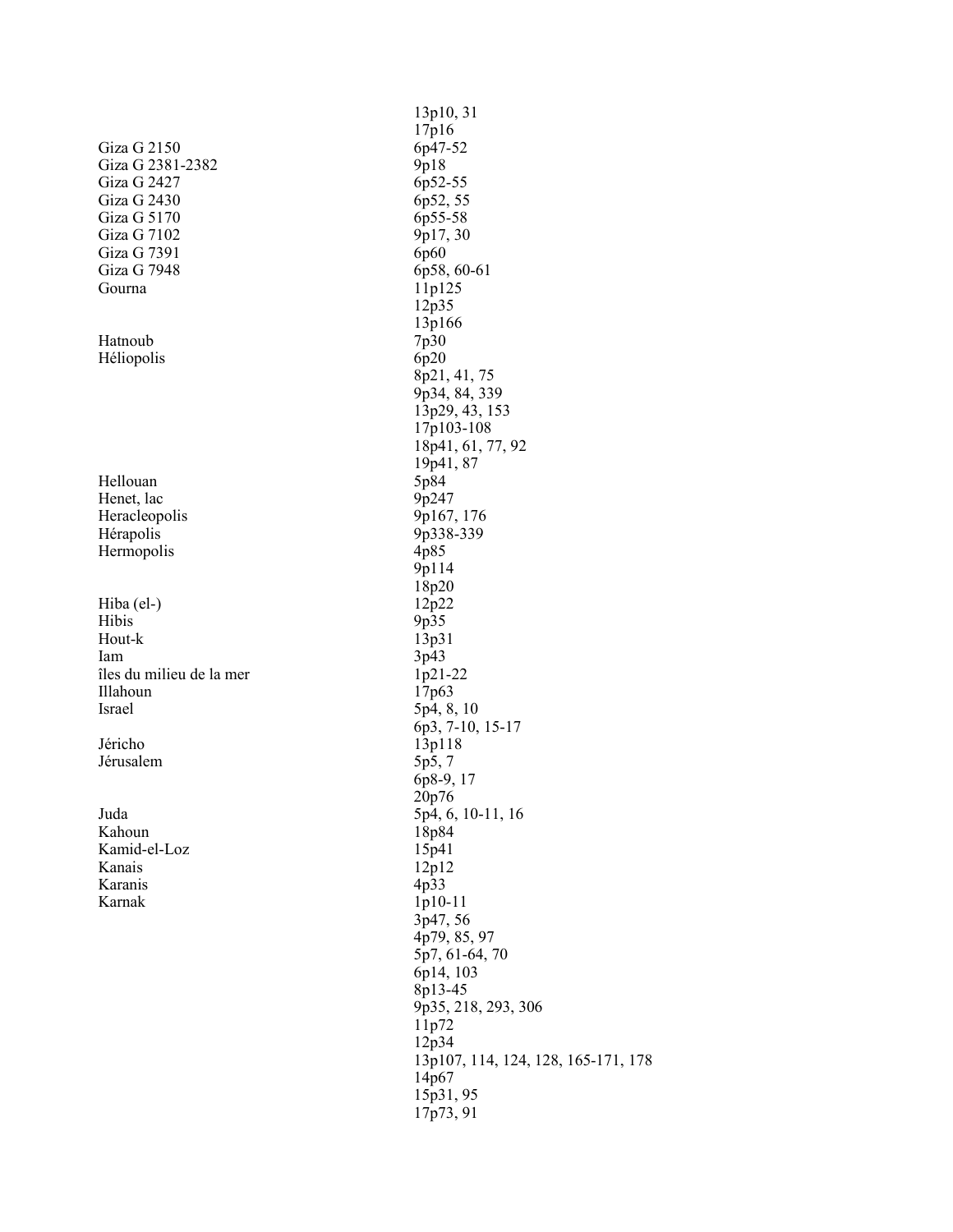| | |
|---|---|
| | 13p10, 31 |
| | 17p16 |
| Giza G 2150 | 6p47-52 |
| Giza G 2381-2382 | 9p18 |
| Giza G 2427 | 6p52-55 |
| Giza G 2430 | 6p52, 55 |
| Giza G 5170 | 6p55-58 |
| Giza G 7102 | 9p17, 30 |
| Giza G 7391 | 6p60 |
| Giza G 7948 | 6p58, 60-61 |
| Gourna | 11p125 |
| | 12p35 |
| | 13p166 |
| Hatnoub | 7p30 |
| Héliopolis | 6p20 |
| | 8p21, 41, 75 |
| | 9p34, 84, 339 |
| | 13p29, 43, 153 |
| | 17p103-108 |
| | 18p41, 61, 77, 92 |
| | 19p41, 87 |
| Hellouan | 5p84 |
| Henet, lac | 9p247 |
| Heracleopolis | 9p167, 176 |
| Hérapolis | 9p338-339 |
| Hermopolis | 4p85 |
| | 9p114 |
| | 18p20 |
| Hiba (el-) | 12p22 |
| Hibis | 9p35 |
| Hout-k | 13p31 |
| Iam | 3p43 |
| îles du milieu de la mer | 1p21-22 |
| Illahoun | 17p63 |
| Israel | 5p4, 8, 10 |
| | 6p3, 7-10, 15-17 |
| Jéricho | 13p118 |
| Jérusalem | 5p5, 7 |
| | 6p8-9, 17 |
| | 20p76 |
| Juda | 5p4, 6, 10-11, 16 |
| Kahoun | 18p84 |
| Kamid-el-Loz | 15p41 |
| Kanais | 12p12 |
| Karanis | 4p33 |
| Karnak | 1p10-11 |
| | 3p47, 56 |
| | 4p79, 85, 97 |
| | 5p7, 61-64, 70 |
| | 6p14, 103 |
| | 8p13-45 |
| | 9p35, 218, 293, 306 |
| | 11p72 |
| | 12p34 |
| | 13p107, 114, 124, 128, 165-171, 178 |
| | 14p67 |
| | 15p31, 95 |
| | 17p73, 91 |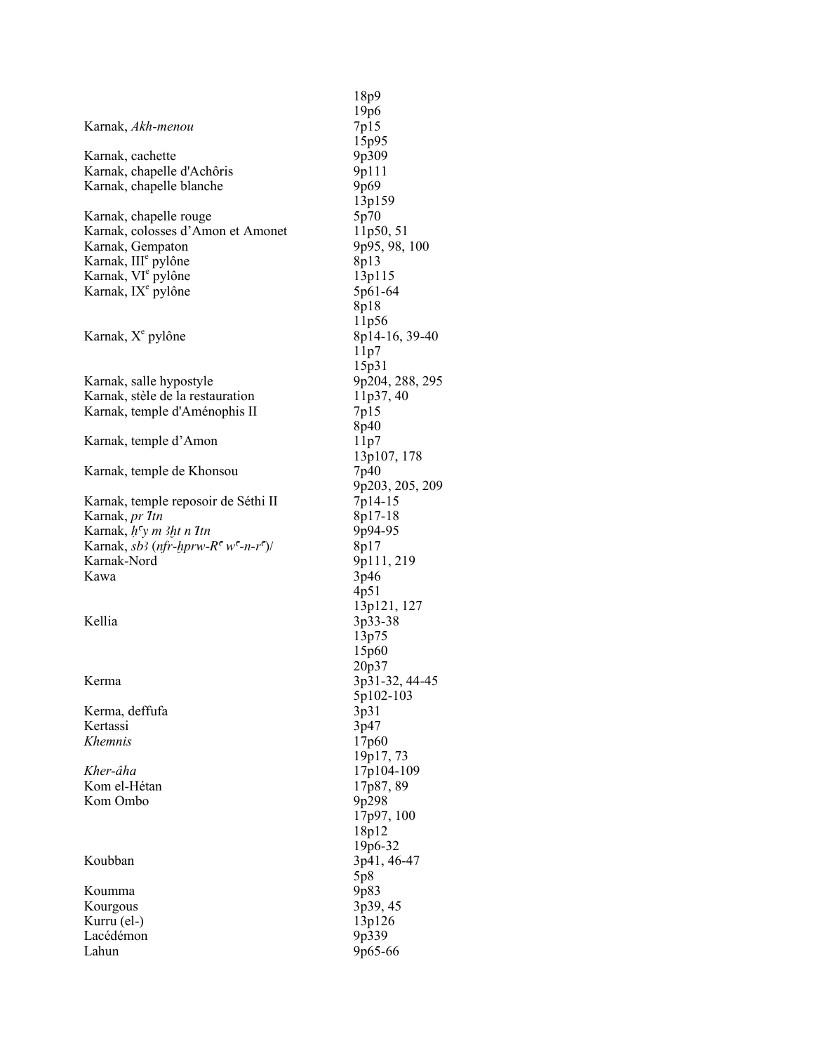| | |
|---|---|
| | 18p9 |
| | 19p6 |
| Karnak, *Akh-menou* | 7p15 |
| | 15p95 |
| Karnak, cachette | 9p309 |
| Karnak, chapelle d'Achôris | 9p111 |
| Karnak, chapelle blanche | 9p69 |
| | 13p159 |
| Karnak, chapelle rouge | 5p70 |
| Karnak, colosses d'Amon et Amonet | 11p50, 51 |
| Karnak, Gempaton | 9p95, 98, 100 |
| Karnak, III[e] pylône | 8p13 |
| Karnak, VI[e] pylône | 13p115 |
| Karnak, IX[e] pylône | 5p61-64 |
| | 8p18 |
| | 11p56 |
| Karnak, X[e] pylône | 8p14-16, 39-40 |
| | 11p7 |
| | 15p31 |
| Karnak, salle hypostyle | 9p204, 288, 295 |
| Karnak, stèle de la restauration | 11p37, 40 |
| Karnak, temple d'Aménophis II | 7p15 |
| | 8p40 |
| Karnak, temple d'Amon | 11p7 |
| | 13p107, 178 |
| Karnak, temple de Khonsou | 7p40 |
| | 9p203, 205, 209 |
| Karnak, temple reposoir de Séthi II | 7p14-15 |
| Karnak, *pr Ỉtn* | 8p17-18 |
| Karnak, *ḥꜥy m ꜣḫt n Ỉtn* | 9p94-95 |
| Karnak, *sbꜣ* (*nfr-ḫprw-Rꜥ wꜥ-n-rꜥ*)/ | 8p17 |
| Karnak-Nord | 9p111, 219 |
| Kawa | 3p46 |
| | 4p51 |
| | 13p121, 127 |
| Kellia | 3p33-38 |
| | 13p75 |
| | 15p60 |
| | 20p37 |
| Kerma | 3p31-32, 44-45 |
| | 5p102-103 |
| Kerma, deffufa | 3p31 |
| Kertassi | 3p47 |
| *Khemnis* | 17p60 |
| | 19p17, 73 |
| *Kher-âha* | 17p104-109 |
| Kom el-Hétan | 17p87, 89 |
| Kom Ombo | 9p298 |
| | 17p97, 100 |
| | 18p12 |
| | 19p6-32 |
| Koubban | 3p41, 46-47 |
| | 5p8 |
| Koumma | 9p83 |
| Kourgous | 3p39, 45 |
| Kurru (el-) | 13p126 |
| Lacédémon | 9p339 |
| Lahun | 9p65-66 |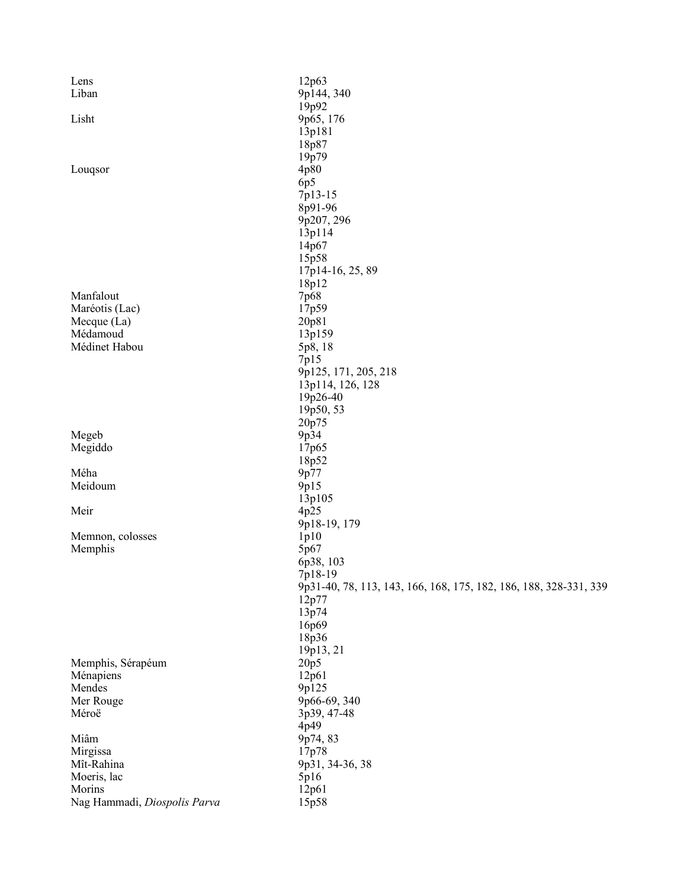| | |
|---|---|
| Lens | 12p63 |
| Liban | 9p144, 340 |
| | 19p92 |
| Lisht | 9p65, 176 |
| | 13p181 |
| | 18p87 |
| | 19p79 |
| Louqsor | 4p80 |
| | 6p5 |
| | 7p13-15 |
| | 8p91-96 |
| | 9p207, 296 |
| | 13p114 |
| | 14p67 |
| | 15p58 |
| | 17p14-16, 25, 89 |
| | 18p12 |
| Manfalout | 7p68 |
| Maréotis (Lac) | 17p59 |
| Mecque (La) | 20p81 |
| Médamoud | 13p159 |
| Médinet Habou | 5p8, 18 |
| | 7p15 |
| | 9p125, 171, 205, 218 |
| | 13p114, 126, 128 |
| | 19p26-40 |
| | 19p50, 53 |
| | 20p75 |
| Megeb | 9p34 |
| Megiddo | 17p65 |
| | 18p52 |
| Méha | 9p77 |
| Meidoum | 9p15 |
| | 13p105 |
| Meir | 4p25 |
| | 9p18-19, 179 |
| Memnon, colosses | 1p10 |
| Memphis | 5p67 |
| | 6p38, 103 |
| | 7p18-19 |
| | 9p31-40, 78, 113, 143, 166, 168, 175, 182, 186, 188, 328-331, 339 |
| | 12p77 |
| | 13p74 |
| | 16p69 |
| | 18p36 |
| | 19p13, 21 |
| Memphis, Sérapéum | 20p5 |
| Ménapiens | 12p61 |
| Mendes | 9p125 |
| Mer Rouge | 9p66-69, 340 |
| Méroë | 3p39, 47-48 |
| | 4p49 |
| Miâm | 9p74, 83 |
| Mirgissa | 17p78 |
| Mît-Rahina | 9p31, 34-36, 38 |
| Moeris, lac | 5p16 |
| Morins | 12p61 |
| Nag Hammadi, *Diospolis Parva* | 15p58 |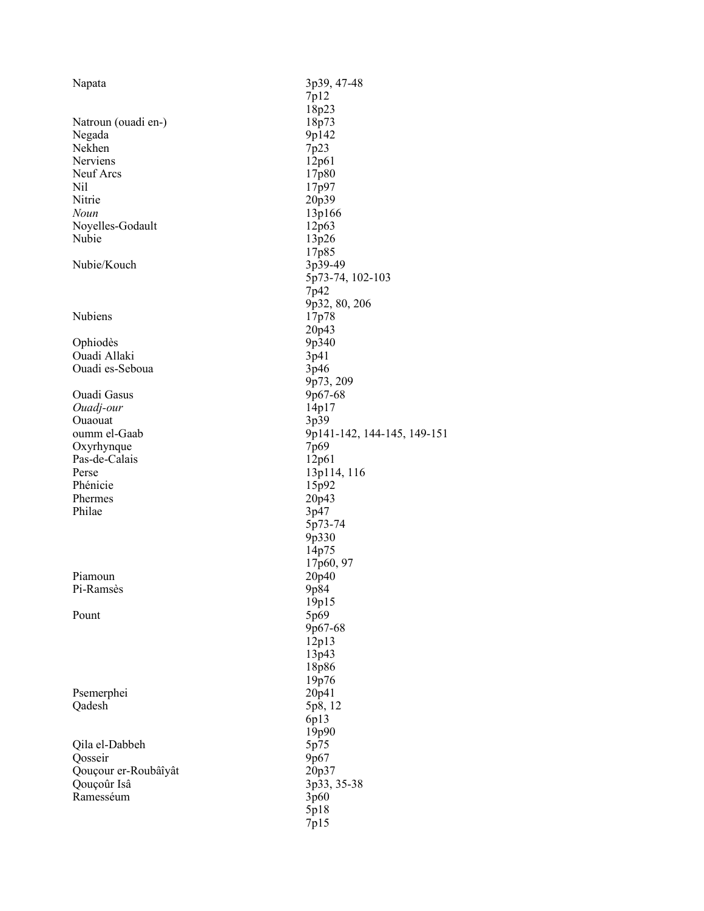| | |
|---|---|
| Napata | 3p39, 47-48 |
| | 7p12 |
| | 18p23 |
| Natroun (ouadi en-) | 18p73 |
| Negada | 9p142 |
| Nekhen | 7p23 |
| Nerviens | 12p61 |
| Neuf Arcs | 17p80 |
| Nil | 17p97 |
| Nitrie | 20p39 |
| *Noun* | 13p166 |
| Noyelles-Godault | 12p63 |
| Nubie | 13p26 |
| | 17p85 |
| Nubie/Kouch | 3p39-49 |
| | 5p73-74, 102-103 |
| | 7p42 |
| | 9p32, 80, 206 |
| Nubiens | 17p78 |
| | 20p43 |
| Ophiodès | 9p340 |
| Ouadi Allaki | 3p41 |
| Ouadi es-Seboua | 3p46 |
| | 9p73, 209 |
| Ouadi Gasus | 9p67-68 |
| *Ouadj-our* | 14p17 |
| Ouaouat | 3p39 |
| oumm el-Gaab | 9p141-142, 144-145, 149-151 |
| Oxyrhynque | 7p69 |
| Pas-de-Calais | 12p61 |
| Perse | 13p114, 116 |
| Phénicie | 15p92 |
| Phermes | 20p43 |
| Philae | 3p47 |
| | 5p73-74 |
| | 9p330 |
| | 14p75 |
| | 17p60, 97 |
| Piamoun | 20p40 |
| Pi-Ramsès | 9p84 |
| | 19p15 |
| Pount | 5p69 |
| | 9p67-68 |
| | 12p13 |
| | 13p43 |
| | 18p86 |
| | 19p76 |
| Psemerphei | 20p41 |
| Qadesh | 5p8, 12 |
| | 6p13 |
| | 19p90 |
| Qila el-Dabbeh | 5p75 |
| Qosseir | 9p67 |
| Qouçour er-Roubâîyât | 20p37 |
| Qouçoûr Isâ | 3p33, 35-38 |
| Ramesséum | 3p60 |
| | 5p18 |
| | 7p15 |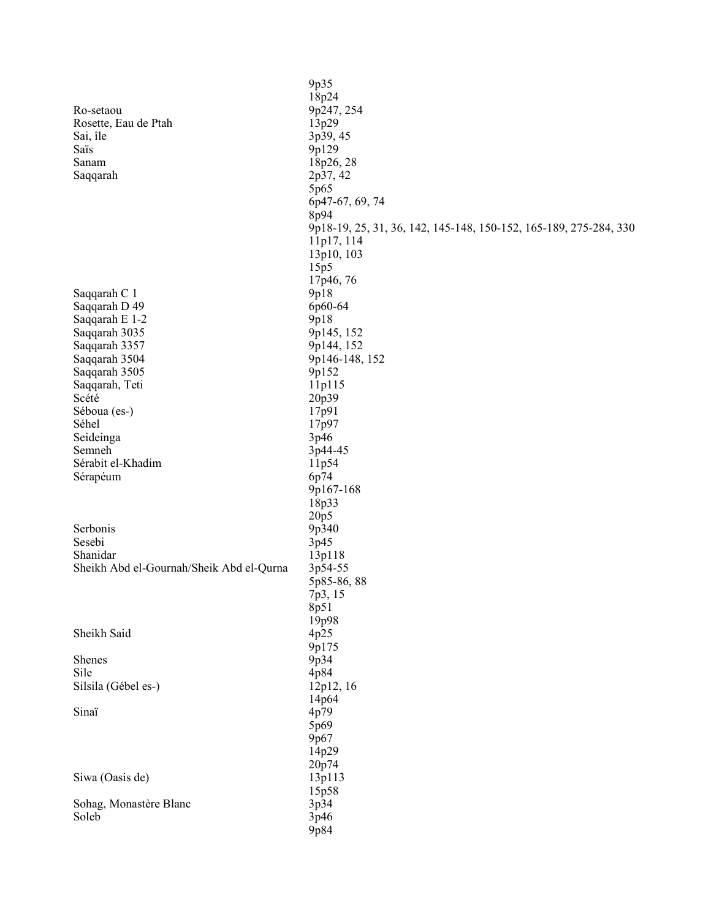| | |
|---|---|
| | 9p35 |
| | 18p24 |
| Ro-setaou | 9p247, 254 |
| Rosette, Eau de Ptah | 13p29 |
| Sai, île | 3p39, 45 |
| Saïs | 9p129 |
| Sanam | 18p26, 28 |
| Saqqarah | 2p37, 42 |
| | 5p65 |
| | 6p47-67, 69, 74 |
| | 8p94 |
| | 9p18-19, 25, 31, 36, 142, 145-148, 150-152, 165-189, 275-284, 330 |
| | 11p17, 114 |
| | 13p10, 103 |
| | 15p5 |
| | 17p46, 76 |
| Saqqarah C 1 | 9p18 |
| Saqqarah D 49 | 6p60-64 |
| Saqqarah E 1-2 | 9p18 |
| Saqqarah 3035 | 9p145, 152 |
| Saqqarah 3357 | 9p144, 152 |
| Saqqarah 3504 | 9p146-148, 152 |
| Saqqarah 3505 | 9p152 |
| Saqqarah, Teti | 11p115 |
| Scété | 20p39 |
| Séboua (es-) | 17p91 |
| Séhel | 17p97 |
| Seideinga | 3p46 |
| Semneh | 3p44-45 |
| Sérabit el-Khadim | 11p54 |
| Sérapéum | 6p74 |
| | 9p167-168 |
| | 18p33 |
| | 20p5 |
| Serbonis | 9p340 |
| Sesebi | 3p45 |
| Shanidar | 13p118 |
| Sheikh Abd el-Gournah/Sheik Abd el-Qurna | 3p54-55 |
| | 5p85-86, 88 |
| | 7p3, 15 |
| | 8p51 |
| | 19p98 |
| Sheikh Said | 4p25 |
| | 9p175 |
| Shenes | 9p34 |
| Sile | 4p84 |
| Silsila (Gébel es-) | 12p12, 16 |
| | 14p64 |
| Sinaï | 4p79 |
| | 5p69 |
| | 9p67 |
| | 14p29 |
| | 20p74 |
| Siwa (Oasis de) | 13p113 |
| | 15p58 |
| Sohag, Monastère Blanc | 3p34 |
| Soleb | 3p46 |
| | 9p84 |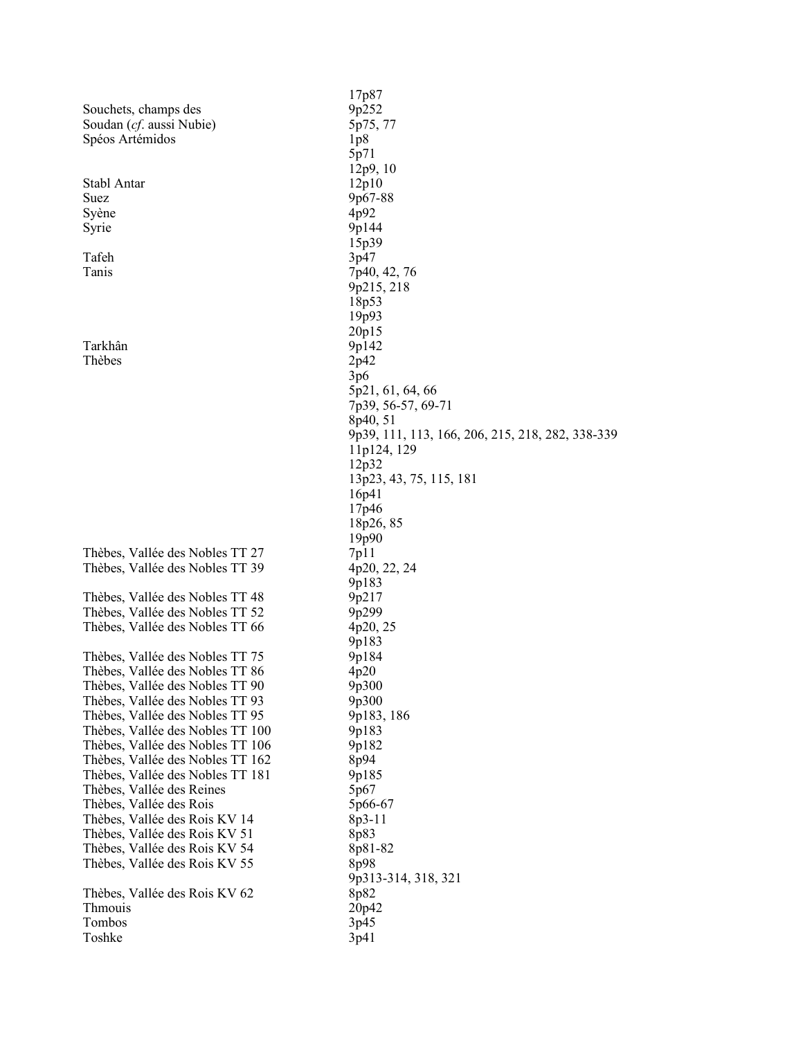| | |
|---|---|
| | 17p87 |
| Souchets, champs des | 9p252 |
| Soudan (*cf*. aussi Nubie) | 5p75, 77 |
| Spéos Artémidos | 1p8 |
| | 5p71 |
| | 12p9, 10 |
| Stabl Antar | 12p10 |
| Suez | 9p67-88 |
| Syène | 4p92 |
| Syrie | 9p144 |
| | 15p39 |
| Tafeh | 3p47 |
| Tanis | 7p40, 42, 76 |
| | 9p215, 218 |
| | 18p53 |
| | 19p93 |
| | 20p15 |
| Tarkhân | 9p142 |
| Thèbes | 2p42 |
| | 3p6 |
| | 5p21, 61, 64, 66 |
| | 7p39, 56-57, 69-71 |
| | 8p40, 51 |
| | 9p39, 111, 113, 166, 206, 215, 218, 282, 338-339 |
| | 11p124, 129 |
| | 12p32 |
| | 13p23, 43, 75, 115, 181 |
| | 16p41 |
| | 17p46 |
| | 18p26, 85 |
| | 19p90 |
| Thèbes, Vallée des Nobles TT 27 | 7p11 |
| Thèbes, Vallée des Nobles TT 39 | 4p20, 22, 24 |
| | 9p183 |
| Thèbes, Vallée des Nobles TT 48 | 9p217 |
| Thèbes, Vallée des Nobles TT 52 | 9p299 |
| Thèbes, Vallée des Nobles TT 66 | 4p20, 25 |
| | 9p183 |
| Thèbes, Vallée des Nobles TT 75 | 9p184 |
| Thèbes, Vallée des Nobles TT 86 | 4p20 |
| Thèbes, Vallée des Nobles TT 90 | 9p300 |
| Thèbes, Vallée des Nobles TT 93 | 9p300 |
| Thèbes, Vallée des Nobles TT 95 | 9p183, 186 |
| Thèbes, Vallée des Nobles TT 100 | 9p183 |
| Thèbes, Vallée des Nobles TT 106 | 9p182 |
| Thèbes, Vallée des Nobles TT 162 | 8p94 |
| Thèbes, Vallée des Nobles TT 181 | 9p185 |
| Thèbes, Vallée des Reines | 5p67 |
| Thèbes, Vallée des Rois | 5p66-67 |
| Thèbes, Vallée des Rois KV 14 | 8p3-11 |
| Thèbes, Vallée des Rois KV 51 | 8p83 |
| Thèbes, Vallée des Rois KV 54 | 8p81-82 |
| Thèbes, Vallée des Rois KV 55 | 8p98 |
| | 9p313-314, 318, 321 |
| Thèbes, Vallée des Rois KV 62 | 8p82 |
| Thmouis | 20p42 |
| Tombos | 3p45 |
| Toshke | 3p41 |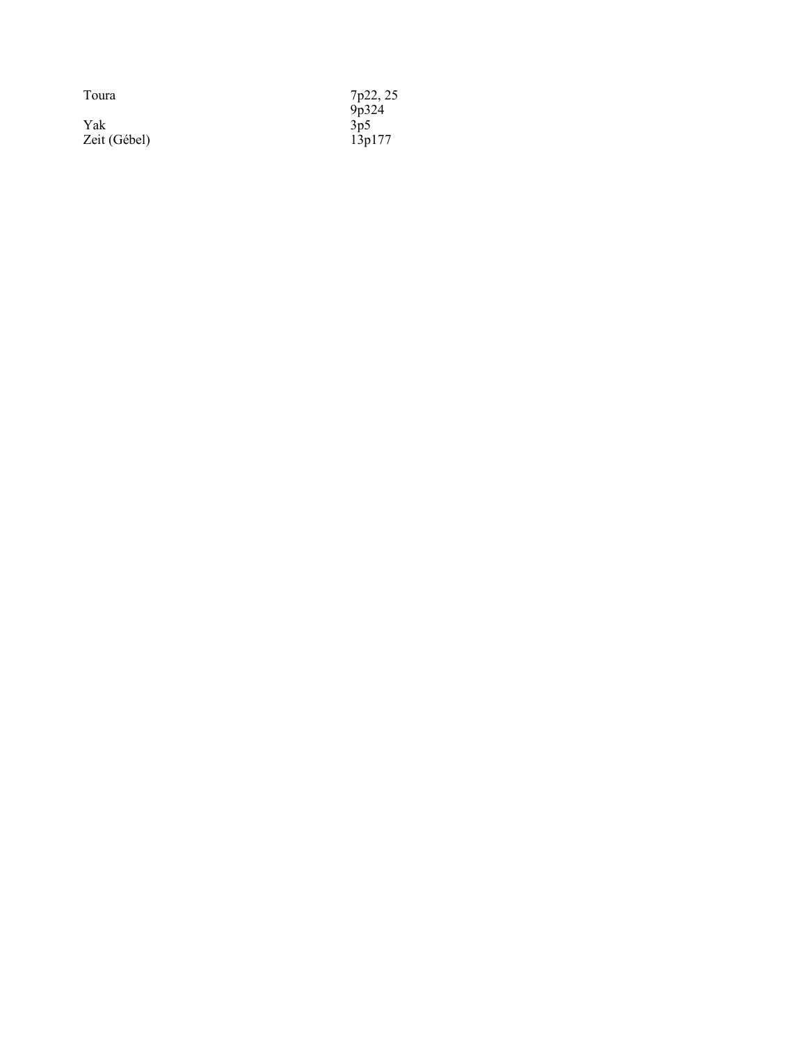| | |
|---|---|
| Toura | 7p22, 25 |
| | 9p324 |
| Yak | 3p5 |
| Zeit (Gébel) | 13p177 |